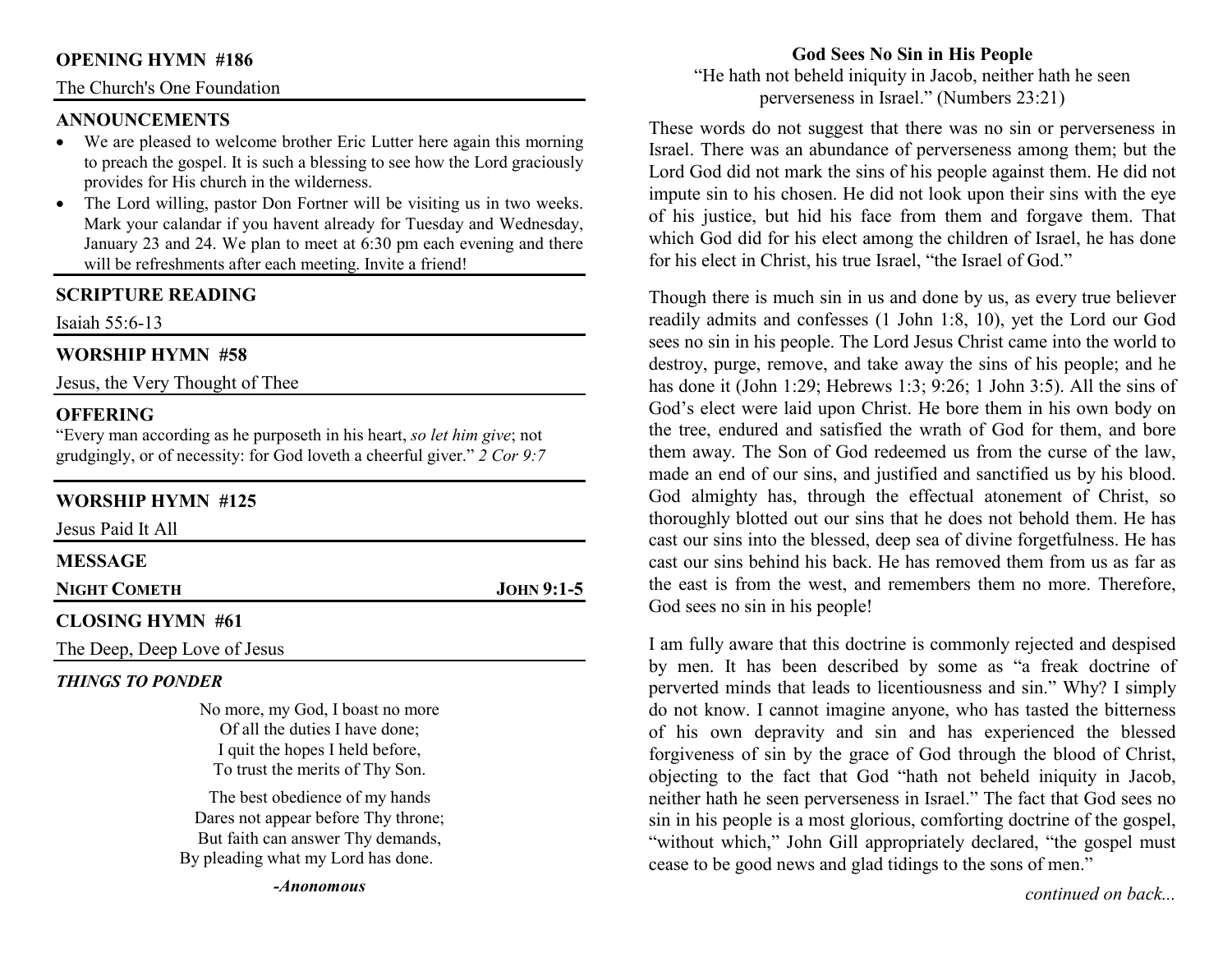## OPENING HYMN #186

The Church's One Foundation

## ANNOUNCEMENTS

- We are pleased to welcome brother Eric Lutter here again this morning to preach the gospel. It is such a blessing to see how the Lord graciously provides for His church in the wilderness.
- The Lord willing, pastor Don Fortner will be visiting us in two weeks. Mark your calandar if you havent already for Tuesday and Wednesday, January 23 and 24. We plan to meet at 6:30 pm each evening and there will be refreshments after each meeting. Invite a friend!

## SCRIPTURE READING

Isaiah 55:6-13

## WORSHIP HYMN #58

Jesus, the Very Thought of Thee

## OFFERING

"Every man according as he purposeth in his heart, *so let him give*; not grudgingly, or of necessity: for God loveth a cheerful giver." *2 Cor 9:7*

## WORSHIP HYMN #125

Jesus Paid It All

## MESSAGE

**NIGHT COMETH** — **JOHN 9:1-5**

## CLOSING HYMN #61

The Deep, Deep Love of Jesus

### *THINGS TO PONDER*

No more, my God, I boast no more
Of all the duties I have done;
I quit the hopes I held before,
To trust the merits of Thy Son.

The best obedience of my hands
Dares not appear before Thy throne;
But faith can answer Thy demands,
By pleading what my Lord has done.

***-Anonomous***

## God Sees No Sin in His People

"He hath not beheld iniquity in Jacob, neither hath he seen perverseness in Israel." (Numbers 23:21)

These words do not suggest that there was no sin or perverseness in Israel. There was an abundance of perverseness among them; but the Lord God did not mark the sins of his people against them. He did not impute sin to his chosen. He did not look upon their sins with the eye of his justice, but hid his face from them and forgave them. That which God did for his elect among the children of Israel, he has done for his elect in Christ, his true Israel, "the Israel of God."

Though there is much sin in us and done by us, as every true believer readily admits and confesses (1 John 1:8, 10), yet the Lord our God sees no sin in his people. The Lord Jesus Christ came into the world to destroy, purge, remove, and take away the sins of his people; and he has done it (John 1:29; Hebrews 1:3; 9:26; 1 John 3:5). All the sins of God's elect were laid upon Christ. He bore them in his own body on the tree, endured and satisfied the wrath of God for them, and bore them away. The Son of God redeemed us from the curse of the law, made an end of our sins, and justified and sanctified us by his blood. God almighty has, through the effectual atonement of Christ, so thoroughly blotted out our sins that he does not behold them. He has cast our sins into the blessed, deep sea of divine forgetfulness. He has cast our sins behind his back. He has removed them from us as far as the east is from the west, and remembers them no more. Therefore, God sees no sin in his people!

I am fully aware that this doctrine is commonly rejected and despised by men. It has been described by some as "a freak doctrine of perverted minds that leads to licentiousness and sin." Why? I simply do not know. I cannot imagine anyone, who has tasted the bitterness of his own depravity and sin and has experienced the blessed forgiveness of sin by the grace of God through the blood of Christ, objecting to the fact that God "hath not beheld iniquity in Jacob, neither hath he seen perverseness in Israel." The fact that God sees no sin in his people is a most glorious, comforting doctrine of the gospel, "without which," John Gill appropriately declared, "the gospel must cease to be good news and glad tidings to the sons of men."

*continued on back...*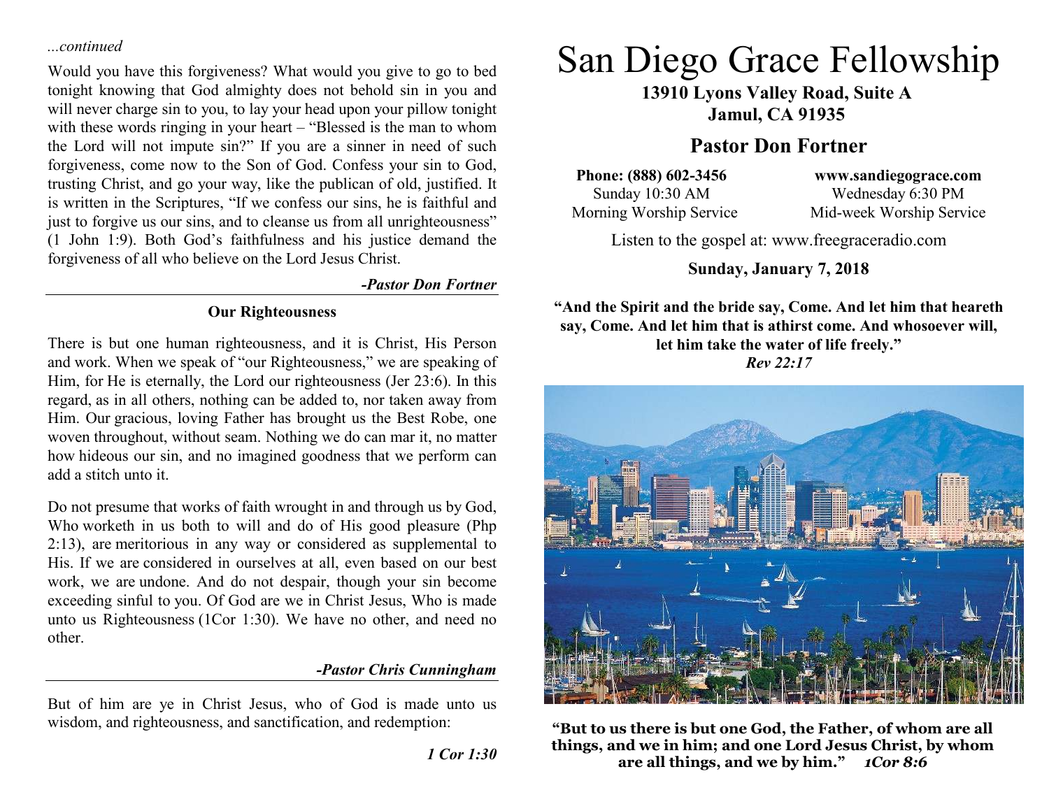*...continued*

Would you have this forgiveness? What would you give to go to bed tonight knowing that God almighty does not behold sin in you and will never charge sin to you, to lay your head upon your pillow tonight with these words ringing in your heart – "Blessed is the man to whom the Lord will not impute sin?" If you are a sinner in need of such forgiveness, come now to the Son of God. Confess your sin to God, trusting Christ, and go your way, like the publican of old, justified. It is written in the Scriptures, "If we confess our sins, he is faithful and just to forgive us our sins, and to cleanse us from all unrighteousness" (1 John 1:9). Both God's faithfulness and his justice demand the forgiveness of all who believe on the Lord Jesus Christ.

***-Pastor Don Fortner***

---

### Our Righteousness

There is but one human righteousness, and it is Christ, His Person and work. When we speak of "our Righteousness," we are speaking of Him, for He is eternally, the Lord our righteousness (Jer 23:6). In this regard, as in all others, nothing can be added to, nor taken away from Him. Our gracious, loving Father has brought us the Best Robe, one woven throughout, without seam. Nothing we do can mar it, no matter how hideous our sin, and no imagined goodness that we perform can add a stitch unto it.

Do not presume that works of faith wrought in and through us by God, Who worketh in us both to will and do of His good pleasure (Php 2:13), are meritorious in any way or considered as supplemental to His. If we are considered in ourselves at all, even based on our best work, we are undone. And do not despair, though your sin become exceeding sinful to you. Of God are we in Christ Jesus, Who is made unto us Righteousness (1Cor 1:30). We have no other, and need no other.

***-Pastor Chris Cunningham***

---

But of him are ye in Christ Jesus, who of God is made unto us wisdom, and righteousness, and sanctification, and redemption:

***1 Cor 1:30***

# San Diego Grace Fellowship

**13910 Lyons Valley Road, Suite A**
**Jamul, CA 91935**

## Pastor Don Fortner

**Phone: (888) 602-3456**
Sunday 10:30 AM
Morning Worship Service

**www.sandiegograce.com**
Wednesday 6:30 PM
Mid-week Worship Service

Listen to the gospel at: www.freegraceradio.com

**Sunday, January 7, 2018**

**"And the Spirit and the bride say, Come. And let him that heareth say, Come. And let him that is athirst come. And whosoever will, let him take the water of life freely."**
***Rev 22:17***

**"But to us there is but one God, the Father, of whom are all things, and we in him; and one Lord Jesus Christ, by whom are all things, and we by him."** ***1Cor 8:6***